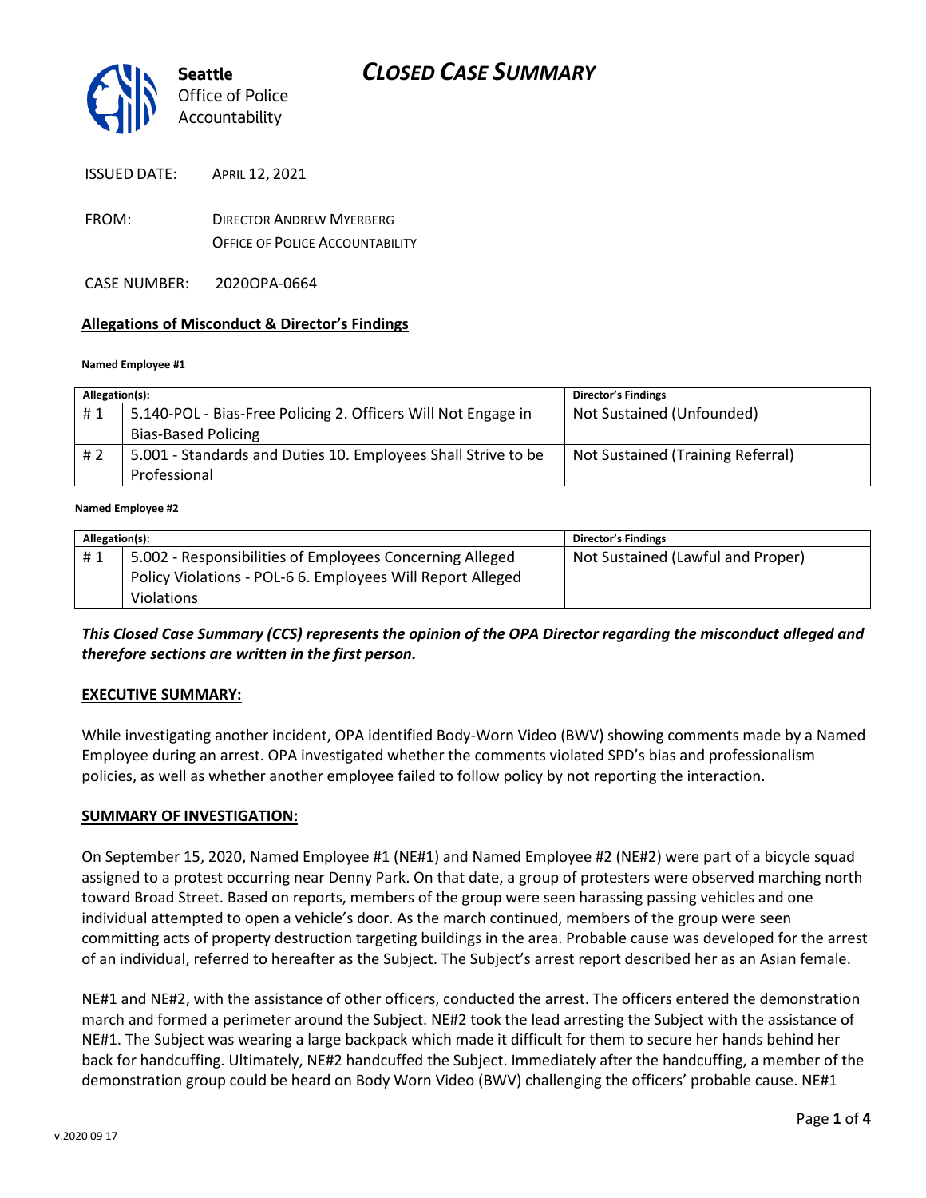# CLOSED CASE SUMMARY

**Seattle** Office of Police Accountability

ISSUED DATE: APRIL 12, 2021

FROM: DIRECTOR ANDREW MYERBERG
OFFICE OF POLICE ACCOUNTABILITY

CASE NUMBER: 2020OPA-0664

## Allegations of Misconduct & Director's Findings

**Named Employee #1**

| Allegation(s): | | Director's Findings |
|---|---|---|
| # 1 | 5.140-POL - Bias-Free Policing 2. Officers Will Not Engage in Bias-Based Policing | Not Sustained (Unfounded) |
| # 2 | 5.001 - Standards and Duties 10. Employees Shall Strive to be Professional | Not Sustained (Training Referral) |

**Named Employee #2**

| Allegation(s): | | Director's Findings |
|---|---|---|
| # 1 | 5.002 - Responsibilities of Employees Concerning Alleged Policy Violations - POL-6 6. Employees Will Report Alleged Violations | Not Sustained (Lawful and Proper) |

***This Closed Case Summary (CCS) represents the opinion of the OPA Director regarding the misconduct alleged and therefore sections are written in the first person.***

**EXECUTIVE SUMMARY:**

While investigating another incident, OPA identified Body-Worn Video (BWV) showing comments made by a Named Employee during an arrest. OPA investigated whether the comments violated SPD's bias and professionalism policies, as well as whether another employee failed to follow policy by not reporting the interaction.

**SUMMARY OF INVESTIGATION:**

On September 15, 2020, Named Employee #1 (NE#1) and Named Employee #2 (NE#2) were part of a bicycle squad assigned to a protest occurring near Denny Park. On that date, a group of protesters were observed marching north toward Broad Street. Based on reports, members of the group were seen harassing passing vehicles and one individual attempted to open a vehicle's door. As the march continued, members of the group were seen committing acts of property destruction targeting buildings in the area. Probable cause was developed for the arrest of an individual, referred to hereafter as the Subject. The Subject's arrest report described her as an Asian female.

NE#1 and NE#2, with the assistance of other officers, conducted the arrest. The officers entered the demonstration march and formed a perimeter around the Subject. NE#2 took the lead arresting the Subject with the assistance of NE#1. The Subject was wearing a large backpack which made it difficult for them to secure her hands behind her back for handcuffing. Ultimately, NE#2 handcuffed the Subject. Immediately after the handcuffing, a member of the demonstration group could be heard on Body Worn Video (BWV) challenging the officers' probable cause. NE#1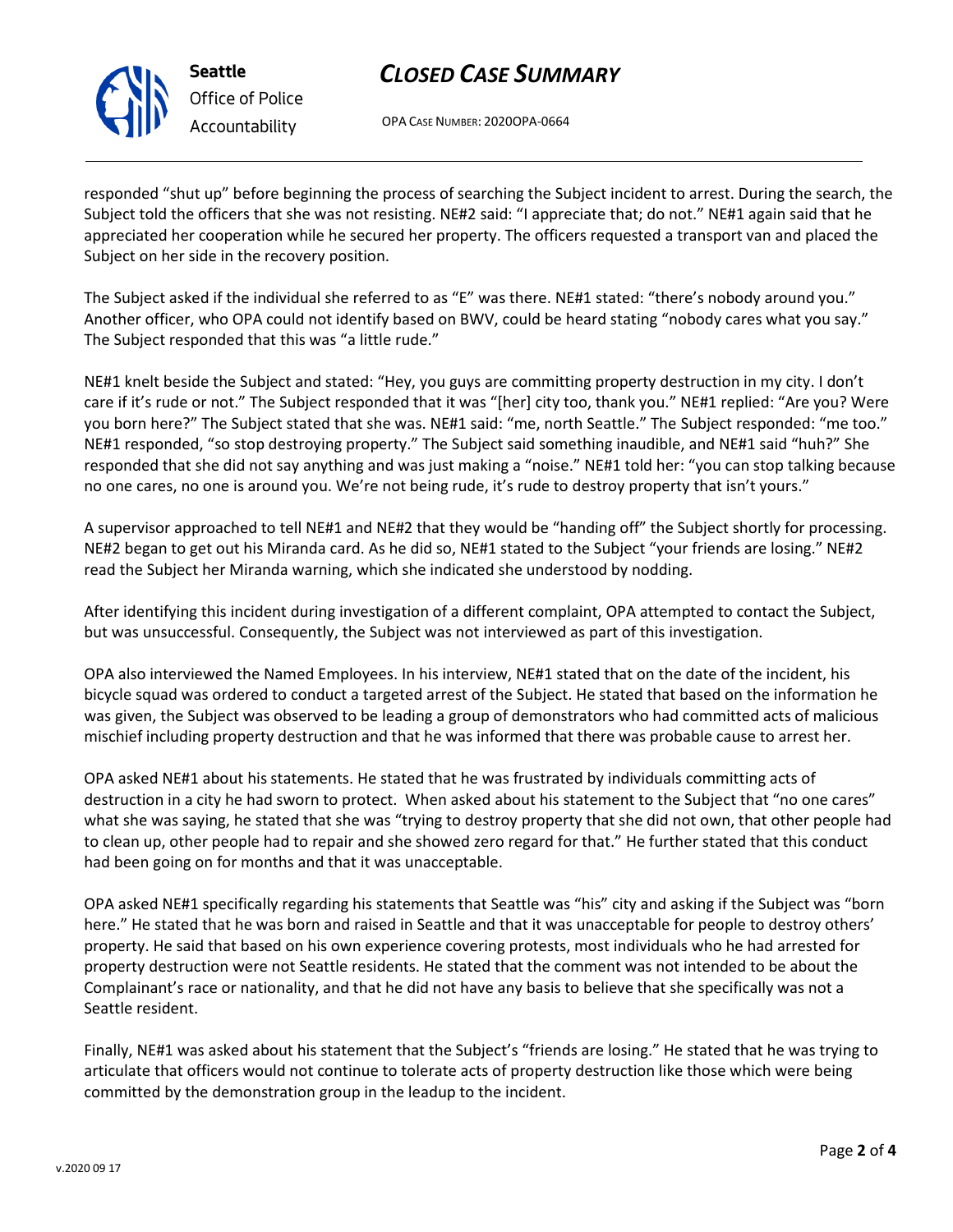responded "shut up" before beginning the process of searching the Subject incident to arrest. During the search, the Subject told the officers that she was not resisting. NE#2 said: "I appreciate that; do not." NE#1 again said that he appreciated her cooperation while he secured her property. The officers requested a transport van and placed the Subject on her side in the recovery position.

The Subject asked if the individual she referred to as "E" was there. NE#1 stated: "there's nobody around you." Another officer, who OPA could not identify based on BWV, could be heard stating "nobody cares what you say." The Subject responded that this was "a little rude."

NE#1 knelt beside the Subject and stated: "Hey, you guys are committing property destruction in my city. I don't care if it's rude or not." The Subject responded that it was "[her] city too, thank you." NE#1 replied: "Are you? Were you born here?" The Subject stated that she was. NE#1 said: "me, north Seattle." The Subject responded: "me too." NE#1 responded, "so stop destroying property." The Subject said something inaudible, and NE#1 said "huh?" She responded that she did not say anything and was just making a "noise." NE#1 told her: "you can stop talking because no one cares, no one is around you. We're not being rude, it's rude to destroy property that isn't yours."

A supervisor approached to tell NE#1 and NE#2 that they would be "handing off" the Subject shortly for processing. NE#2 began to get out his Miranda card. As he did so, NE#1 stated to the Subject "your friends are losing." NE#2 read the Subject her Miranda warning, which she indicated she understood by nodding.

After identifying this incident during investigation of a different complaint, OPA attempted to contact the Subject, but was unsuccessful. Consequently, the Subject was not interviewed as part of this investigation.

OPA also interviewed the Named Employees. In his interview, NE#1 stated that on the date of the incident, his bicycle squad was ordered to conduct a targeted arrest of the Subject. He stated that based on the information he was given, the Subject was observed to be leading a group of demonstrators who had committed acts of malicious mischief including property destruction and that he was informed that there was probable cause to arrest her.

OPA asked NE#1 about his statements. He stated that he was frustrated by individuals committing acts of destruction in a city he had sworn to protect. When asked about his statement to the Subject that "no one cares" what she was saying, he stated that she was "trying to destroy property that she did not own, that other people had to clean up, other people had to repair and she showed zero regard for that." He further stated that this conduct had been going on for months and that it was unacceptable.

OPA asked NE#1 specifically regarding his statements that Seattle was "his" city and asking if the Subject was "born here." He stated that he was born and raised in Seattle and that it was unacceptable for people to destroy others' property. He said that based on his own experience covering protests, most individuals who he had arrested for property destruction were not Seattle residents. He stated that the comment was not intended to be about the Complainant's race or nationality, and that he did not have any basis to believe that she specifically was not a Seattle resident.

Finally, NE#1 was asked about his statement that the Subject's "friends are losing." He stated that he was trying to articulate that officers would not continue to tolerate acts of property destruction like those which were being committed by the demonstration group in the leadup to the incident.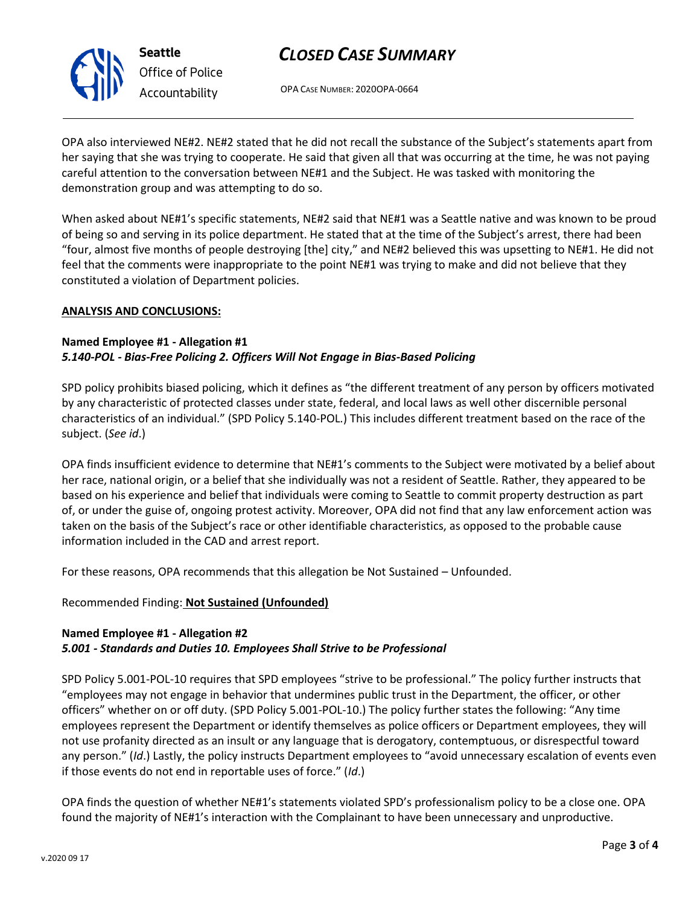OPA also interviewed NE#2. NE#2 stated that he did not recall the substance of the Subject's statements apart from her saying that she was trying to cooperate. He said that given all that was occurring at the time, he was not paying careful attention to the conversation between NE#1 and the Subject. He was tasked with monitoring the demonstration group and was attempting to do so.

When asked about NE#1's specific statements, NE#2 said that NE#1 was a Seattle native and was known to be proud of being so and serving in its police department. He stated that at the time of the Subject's arrest, there had been "four, almost five months of people destroying [the] city," and NE#2 believed this was upsetting to NE#1. He did not feel that the comments were inappropriate to the point NE#1 was trying to make and did not believe that they constituted a violation of Department policies.

**ANALYSIS AND CONCLUSIONS:**

**Named Employee #1 - Allegation #1**
***5.140-POL - Bias-Free Policing 2. Officers Will Not Engage in Bias-Based Policing***

SPD policy prohibits biased policing, which it defines as "the different treatment of any person by officers motivated by any characteristic of protected classes under state, federal, and local laws as well other discernible personal characteristics of an individual." (SPD Policy 5.140-POL.) This includes different treatment based on the race of the subject. (*See id*.)

OPA finds insufficient evidence to determine that NE#1's comments to the Subject were motivated by a belief about her race, national origin, or a belief that she individually was not a resident of Seattle. Rather, they appeared to be based on his experience and belief that individuals were coming to Seattle to commit property destruction as part of, or under the guise of, ongoing protest activity. Moreover, OPA did not find that any law enforcement action was taken on the basis of the Subject's race or other identifiable characteristics, as opposed to the probable cause information included in the CAD and arrest report.

For these reasons, OPA recommends that this allegation be Not Sustained – Unfounded.

Recommended Finding: **Not Sustained (Unfounded)**

**Named Employee #1 - Allegation #2**
***5.001 - Standards and Duties 10. Employees Shall Strive to be Professional***

SPD Policy 5.001-POL-10 requires that SPD employees "strive to be professional." The policy further instructs that "employees may not engage in behavior that undermines public trust in the Department, the officer, or other officers" whether on or off duty. (SPD Policy 5.001-POL-10.) The policy further states the following: "Any time employees represent the Department or identify themselves as police officers or Department employees, they will not use profanity directed as an insult or any language that is derogatory, contemptuous, or disrespectful toward any person." (*Id*.) Lastly, the policy instructs Department employees to "avoid unnecessary escalation of events even if those events do not end in reportable uses of force." (*Id*.)

OPA finds the question of whether NE#1's statements violated SPD's professionalism policy to be a close one. OPA found the majority of NE#1's interaction with the Complainant to have been unnecessary and unproductive.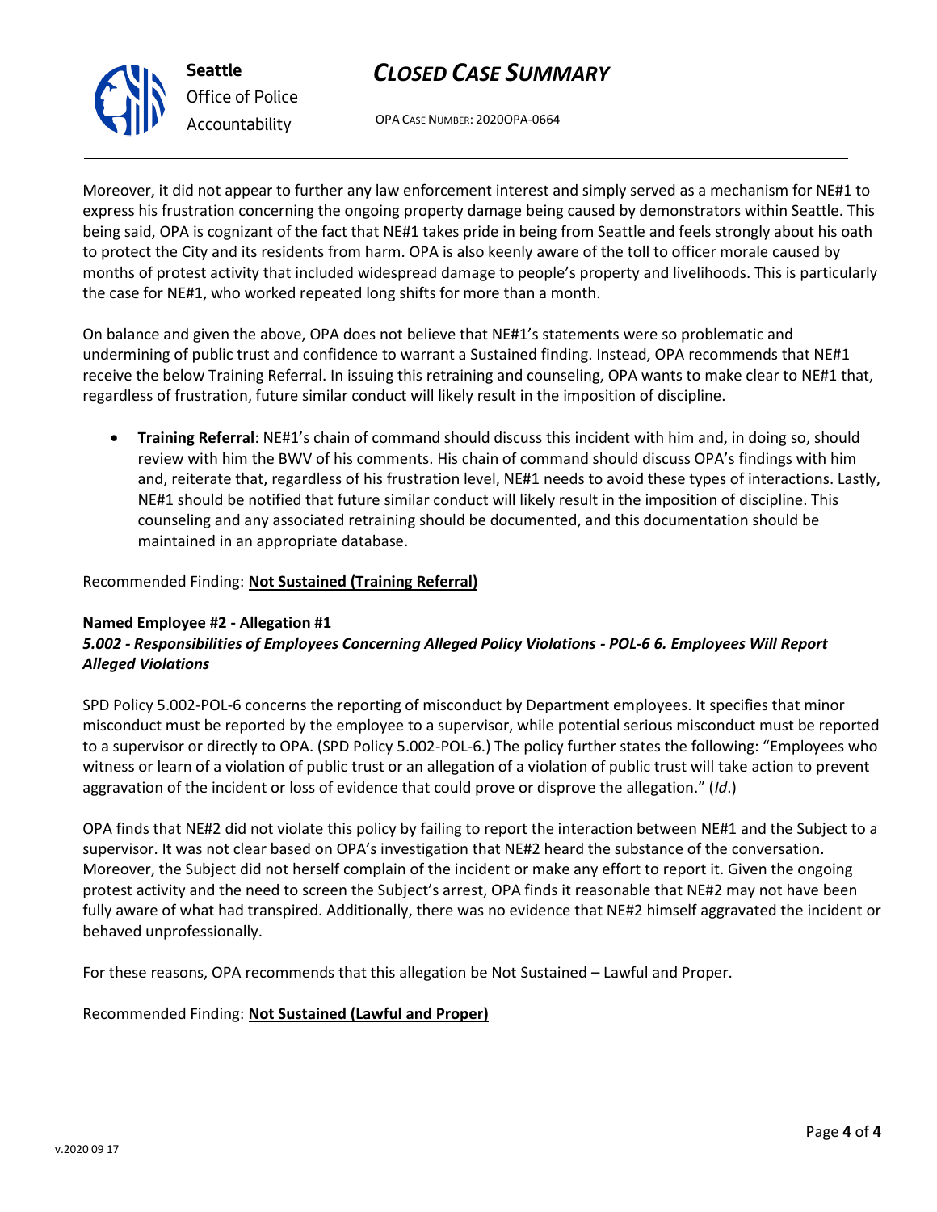Moreover, it did not appear to further any law enforcement interest and simply served as a mechanism for NE#1 to express his frustration concerning the ongoing property damage being caused by demonstrators within Seattle. This being said, OPA is cognizant of the fact that NE#1 takes pride in being from Seattle and feels strongly about his oath to protect the City and its residents from harm. OPA is also keenly aware of the toll to officer morale caused by months of protest activity that included widespread damage to people's property and livelihoods. This is particularly the case for NE#1, who worked repeated long shifts for more than a month.

On balance and given the above, OPA does not believe that NE#1's statements were so problematic and undermining of public trust and confidence to warrant a Sustained finding. Instead, OPA recommends that NE#1 receive the below Training Referral. In issuing this retraining and counseling, OPA wants to make clear to NE#1 that, regardless of frustration, future similar conduct will likely result in the imposition of discipline.

- **Training Referral**: NE#1's chain of command should discuss this incident with him and, in doing so, should review with him the BWV of his comments. His chain of command should discuss OPA's findings with him and, reiterate that, regardless of his frustration level, NE#1 needs to avoid these types of interactions. Lastly, NE#1 should be notified that future similar conduct will likely result in the imposition of discipline. This counseling and any associated retraining should be documented, and this documentation should be maintained in an appropriate database.

Recommended Finding: **Not Sustained (Training Referral)**

**Named Employee #2 - Allegation #1**
***5.002 - Responsibilities of Employees Concerning Alleged Policy Violations - POL-6 6. Employees Will Report Alleged Violations***

SPD Policy 5.002-POL-6 concerns the reporting of misconduct by Department employees. It specifies that minor misconduct must be reported by the employee to a supervisor, while potential serious misconduct must be reported to a supervisor or directly to OPA. (SPD Policy 5.002-POL-6.) The policy further states the following: "Employees who witness or learn of a violation of public trust or an allegation of a violation of public trust will take action to prevent aggravation of the incident or loss of evidence that could prove or disprove the allegation." (*Id*.)

OPA finds that NE#2 did not violate this policy by failing to report the interaction between NE#1 and the Subject to a supervisor. It was not clear based on OPA's investigation that NE#2 heard the substance of the conversation. Moreover, the Subject did not herself complain of the incident or make any effort to report it. Given the ongoing protest activity and the need to screen the Subject's arrest, OPA finds it reasonable that NE#2 may not have been fully aware of what had transpired. Additionally, there was no evidence that NE#2 himself aggravated the incident or behaved unprofessionally.

For these reasons, OPA recommends that this allegation be Not Sustained – Lawful and Proper.

Recommended Finding: **Not Sustained (Lawful and Proper)**